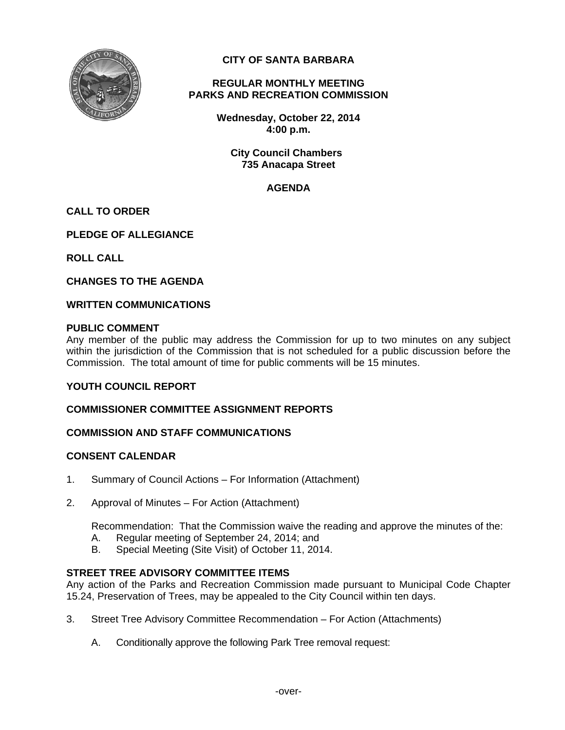# CITY OF SANTA BARBARA

## REGULAR MONTHLY MEETING
## PARKS AND RECREATION COMMISSION

**Wednesday, October 22, 2014**
**4:00 p.m.**

**City Council Chambers**
**735 Anacapa Street**

## AGENDA

**CALL TO ORDER**

**PLEDGE OF ALLEGIANCE**

**ROLL CALL**

**CHANGES TO THE AGENDA**

**WRITTEN COMMUNICATIONS**

**PUBLIC COMMENT**
Any member of the public may address the Commission for up to two minutes on any subject within the jurisdiction of the Commission that is not scheduled for a public discussion before the Commission. The total amount of time for public comments will be 15 minutes.

**YOUTH COUNCIL REPORT**

**COMMISSIONER COMMITTEE ASSIGNMENT REPORTS**

**COMMISSION AND STAFF COMMUNICATIONS**

**CONSENT CALENDAR**

1. Summary of Council Actions – For Information (Attachment)

2. Approval of Minutes – For Action (Attachment)

   Recommendation: That the Commission waive the reading and approve the minutes of the:
   A. Regular meeting of September 24, 2014; and
   B. Special Meeting (Site Visit) of October 11, 2014.

**STREET TREE ADVISORY COMMITTEE ITEMS**
Any action of the Parks and Recreation Commission made pursuant to Municipal Code Chapter 15.24, Preservation of Trees, may be appealed to the City Council within ten days.

3. Street Tree Advisory Committee Recommendation – For Action (Attachments)

   A. Conditionally approve the following Park Tree removal request:

-over-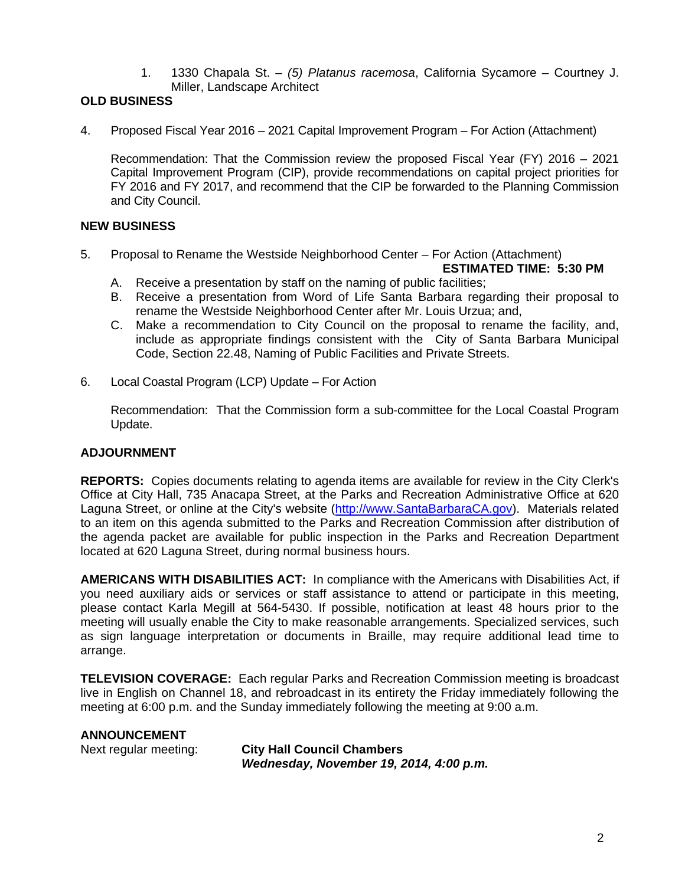1. 1330 Chapala St. – *(5) Platanus racemosa*, California Sycamore – Courtney J. Miller, Landscape Architect

**OLD BUSINESS**

4. Proposed Fiscal Year 2016 – 2021 Capital Improvement Program – For Action (Attachment)

   Recommendation: That the Commission review the proposed Fiscal Year (FY) 2016 – 2021 Capital Improvement Program (CIP), provide recommendations on capital project priorities for FY 2016 and FY 2017, and recommend that the CIP be forwarded to the Planning Commission and City Council.

**NEW BUSINESS**

5. Proposal to Rename the Westside Neighborhood Center – For Action (Attachment)

   **ESTIMATED TIME: 5:30 PM**

   A. Receive a presentation by staff on the naming of public facilities;
   B. Receive a presentation from Word of Life Santa Barbara regarding their proposal to rename the Westside Neighborhood Center after Mr. Louis Urzua; and,
   C. Make a recommendation to City Council on the proposal to rename the facility, and, include as appropriate findings consistent with the City of Santa Barbara Municipal Code, Section 22.48, Naming of Public Facilities and Private Streets.

6. Local Coastal Program (LCP) Update – For Action

   Recommendation: That the Commission form a sub-committee for the Local Coastal Program Update.

**ADJOURNMENT**

**REPORTS:** Copies documents relating to agenda items are available for review in the City Clerk's Office at City Hall, 735 Anacapa Street, at the Parks and Recreation Administrative Office at 620 Laguna Street, or online at the City's website (http://www.SantaBarbaraCA.gov). Materials related to an item on this agenda submitted to the Parks and Recreation Commission after distribution of the agenda packet are available for public inspection in the Parks and Recreation Department located at 620 Laguna Street, during normal business hours.

**AMERICANS WITH DISABILITIES ACT:** In compliance with the Americans with Disabilities Act, if you need auxiliary aids or services or staff assistance to attend or participate in this meeting, please contact Karla Megill at 564-5430. If possible, notification at least 48 hours prior to the meeting will usually enable the City to make reasonable arrangements. Specialized services, such as sign language interpretation or documents in Braille, may require additional lead time to arrange.

**TELEVISION COVERAGE:** Each regular Parks and Recreation Commission meeting is broadcast live in English on Channel 18, and rebroadcast in its entirety the Friday immediately following the meeting at 6:00 p.m. and the Sunday immediately following the meeting at 9:00 a.m.

**ANNOUNCEMENT**

Next regular meeting: **City Hall Council Chambers**
***Wednesday, November 19, 2014, 4:00 p.m.***